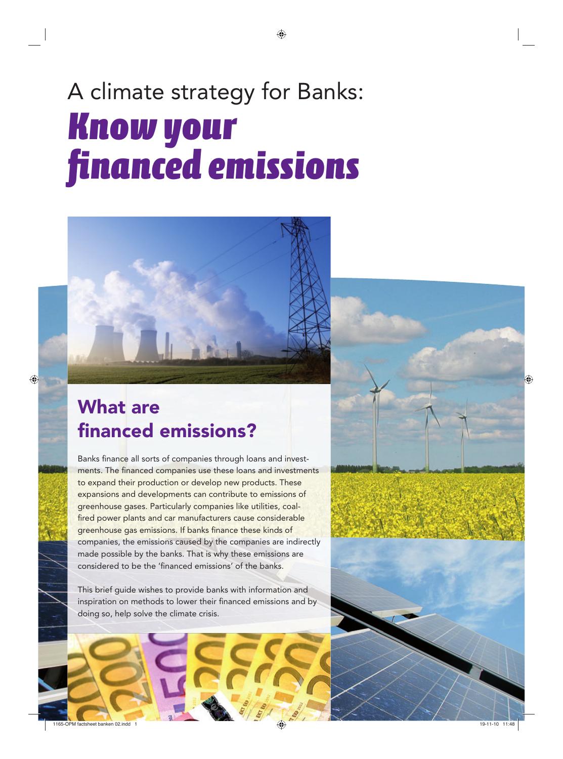# A climate strategy for Banks: *Know your financed emissions*

## What are financed emissions?

Banks finance all sorts of companies through loans and investments. The financed companies use these loans and investments to expand their production or develop new products. These expansions and developments can contribute to emissions of greenhouse gases. Particularly companies like utilities, coal-fired power plants and car manufacturers cause considerable greenhouse gas emissions. If banks finance these kinds of companies, the emissions caused by the companies are indirectly made possible by the banks. That is why these emissions are considered to be the 'financed emissions' of the banks.

This brief guide wishes to provide banks with information and inspiration on methods to lower their financed emissions and by doing so, help solve the climate crisis.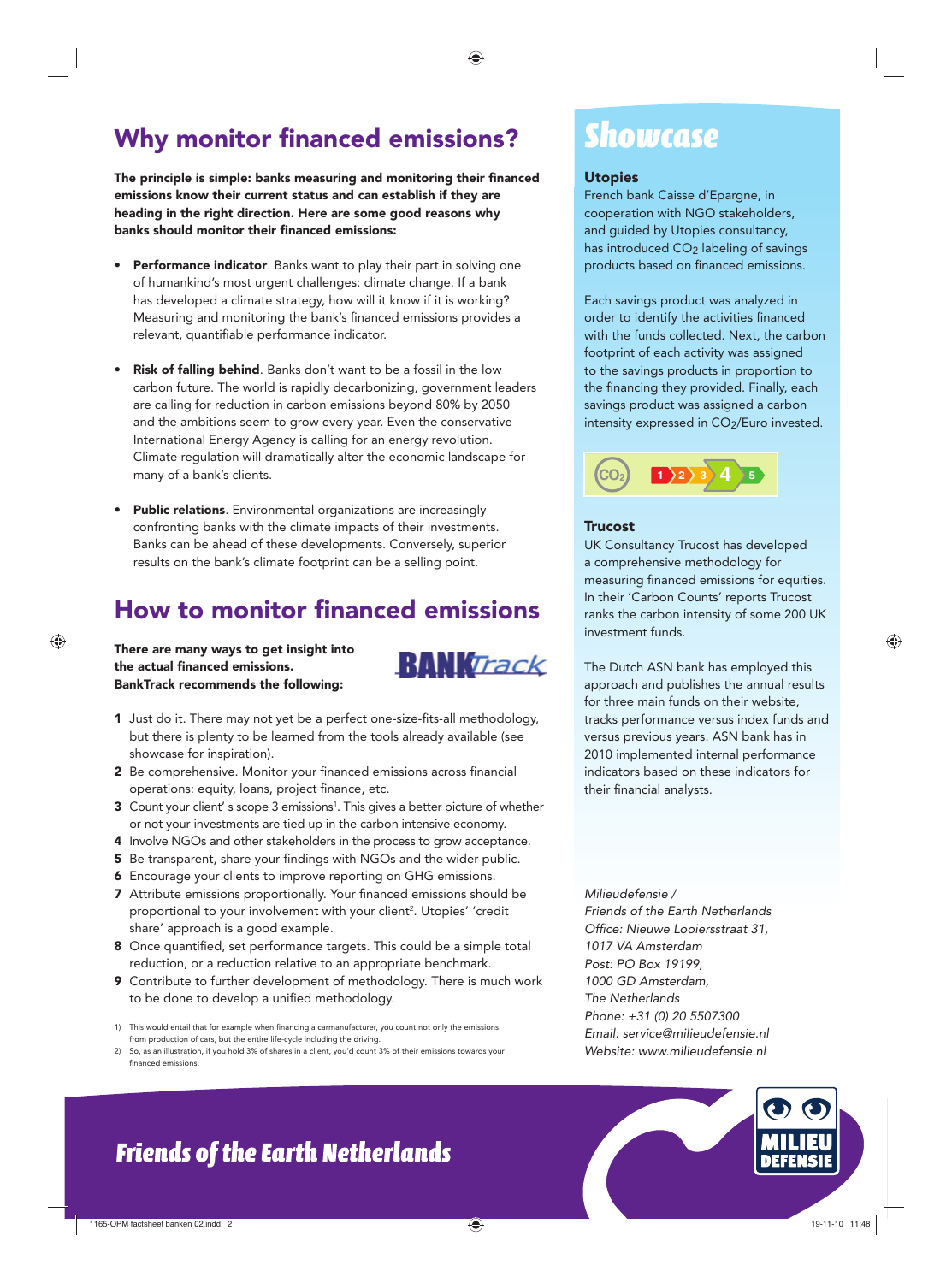# Why monitor financed emissions?

**The principle is simple: banks measuring and monitoring their financed emissions know their current status and can establish if they are heading in the right direction. Here are some good reasons why banks should monitor their financed emissions:**

- **Performance indicator**. Banks want to play their part in solving one of humankind's most urgent challenges: climate change. If a bank has developed a climate strategy, how will it know if it is working? Measuring and monitoring the bank's financed emissions provides a relevant, quantifiable performance indicator.
- **Risk of falling behind**. Banks don't want to be a fossil in the low carbon future. The world is rapidly decarbonizing, government leaders are calling for reduction in carbon emissions beyond 80% by 2050 and the ambitions seem to grow every year. Even the conservative International Energy Agency is calling for an energy revolution. Climate regulation will dramatically alter the economic landscape for many of a bank's clients.
- **Public relations**. Environmental organizations are increasingly confronting banks with the climate impacts of their investments. Banks can be ahead of these developments. Conversely, superior results on the bank's climate footprint can be a selling point.

# How to monitor financed emissions

**There are many ways to get insight into the actual financed emissions. BankTrack recommends the following:**

BANKTrack

1. Just do it. There may not yet be a perfect one-size-fits-all methodology, but there is plenty to be learned from the tools already available (see showcase for inspiration).
2. Be comprehensive. Monitor your financed emissions across financial operations: equity, loans, project finance, etc.
3. Count your client' s scope 3 emissions[1]. This gives a better picture of whether or not your investments are tied up in the carbon intensive economy.
4. Involve NGOs and other stakeholders in the process to grow acceptance.
5. Be transparent, share your findings with NGOs and the wider public.
6. Encourage your clients to improve reporting on GHG emissions.
7. Attribute emissions proportionally. Your financed emissions should be proportional to your involvement with your client[2]. Utopies' 'credit share' approach is a good example.
8. Once quantified, set performance targets. This could be a simple total reduction, or a reduction relative to an appropriate benchmark.
9. Contribute to further development of methodology. There is much work to be done to develop a unified methodology.

1) This would entail that for example when financing a carmanufacturer, you count not only the emissions from production of cars, but the entire life-cycle including the driving.

2) So, as an illustration, if you hold 3% of shares in a client, you'd count 3% of their emissions towards your financed emissions.

# Showcase

### Utopies

French bank Caisse d'Epargne, in cooperation with NGO stakeholders, and guided by Utopies consultancy, has introduced $CO_2$ labeling of savings products based on financed emissions.

Each savings product was analyzed in order to identify the activities financed with the funds collected. Next, the carbon footprint of each activity was assigned to the savings products in proportion to the financing they provided. Finally, each savings product was assigned a carbon intensity expressed in $CO_2$/Euro invested.

$CO_2$ 1 2 3 4 5

### Trucost

UK Consultancy Trucost has developed a comprehensive methodology for measuring financed emissions for equities. In their 'Carbon Counts' reports Trucost ranks the carbon intensity of some 200 UK investment funds.

The Dutch ASN bank has employed this approach and publishes the annual results for three main funds on their website, tracks performance versus index funds and versus previous years. ASN bank has in 2010 implemented internal performance indicators based on these indicators for their financial analysts.

*Milieudefensie /*
*Friends of the Earth Netherlands*
*Office: Nieuwe Looiersstraat 31, 1017 VA Amsterdam*
*Post: PO Box 19199, 1000 GD Amsterdam, The Netherlands*
*Phone: +31 (0) 20 5507300*
*Email: service@milieudefensie.nl*
*Website: www.milieudefensie.nl*

**Friends of the Earth Netherlands**

MILIEU DEFENSIE